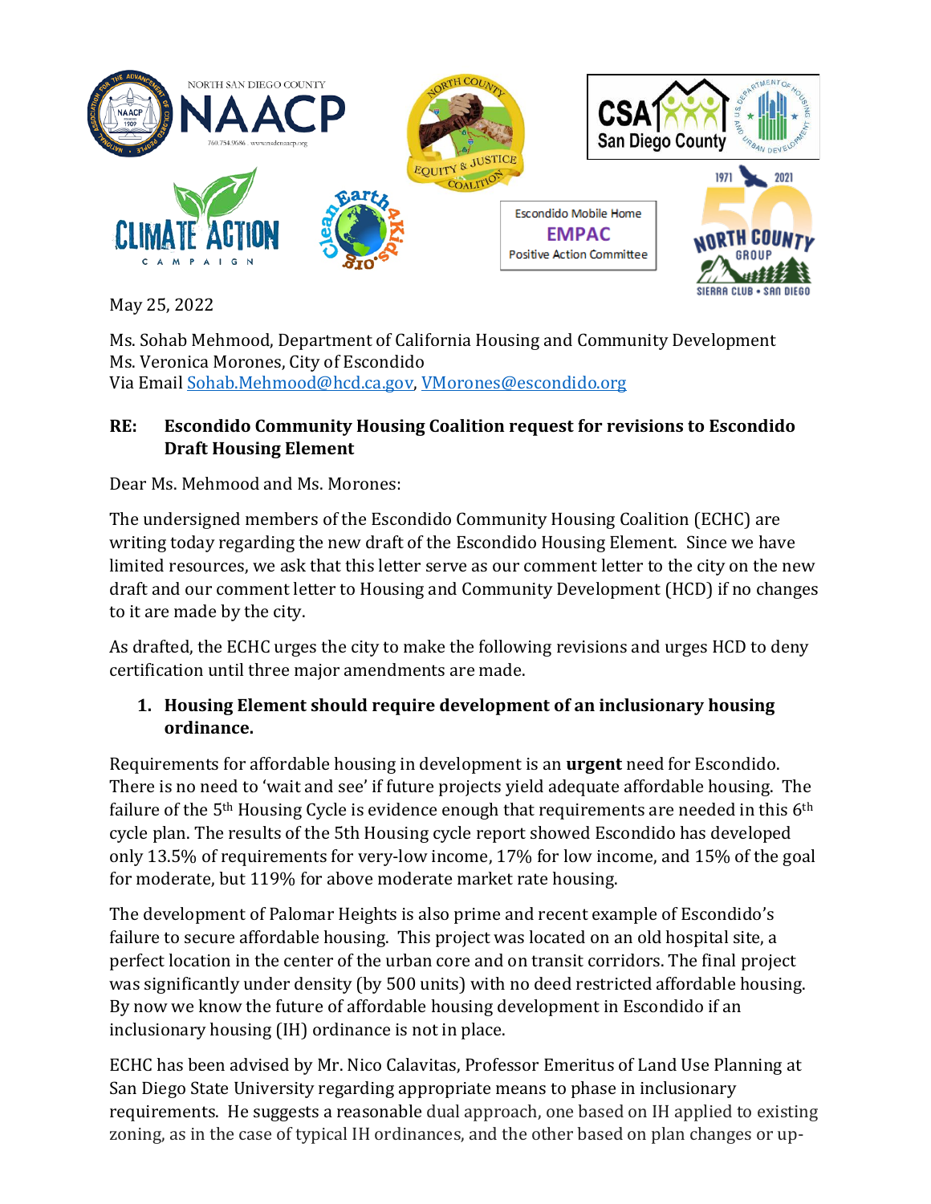May 25, 2022

Ms. Sohab Mehmood, Department of California Housing and Community Development
Ms. Veronica Morones, City of Escondido
Via Email Sohab.Mehmood@hcd.ca.gov, VMorones@escondido.org

**RE: Escondido Community Housing Coalition request for revisions to Escondido Draft Housing Element**

Dear Ms. Mehmood and Ms. Morones:

The undersigned members of the Escondido Community Housing Coalition (ECHC) are writing today regarding the new draft of the Escondido Housing Element. Since we have limited resources, we ask that this letter serve as our comment letter to the city on the new draft and our comment letter to Housing and Community Development (HCD) if no changes to it are made by the city.

As drafted, the ECHC urges the city to make the following revisions and urges HCD to deny certification until three major amendments are made.

1. **Housing Element should require development of an inclusionary housing ordinance.**

Requirements for affordable housing in development is an **urgent** need for Escondido. There is no need to 'wait and see' if future projects yield adequate affordable housing. The failure of the 5th Housing Cycle is evidence enough that requirements are needed in this 6th cycle plan. The results of the 5th Housing cycle report showed Escondido has developed only 13.5% of requirements for very-low income, 17% for low income, and 15% of the goal for moderate, but 119% for above moderate market rate housing.

The development of Palomar Heights is also prime and recent example of Escondido's failure to secure affordable housing. This project was located on an old hospital site, a perfect location in the center of the urban core and on transit corridors. The final project was significantly under density (by 500 units) with no deed restricted affordable housing. By now we know the future of affordable housing development in Escondido if an inclusionary housing (IH) ordinance is not in place.

ECHC has been advised by Mr. Nico Calavitas, Professor Emeritus of Land Use Planning at San Diego State University regarding appropriate means to phase in inclusionary requirements. He suggests a reasonable dual approach, one based on IH applied to existing zoning, as in the case of typical IH ordinances, and the other based on plan changes or up-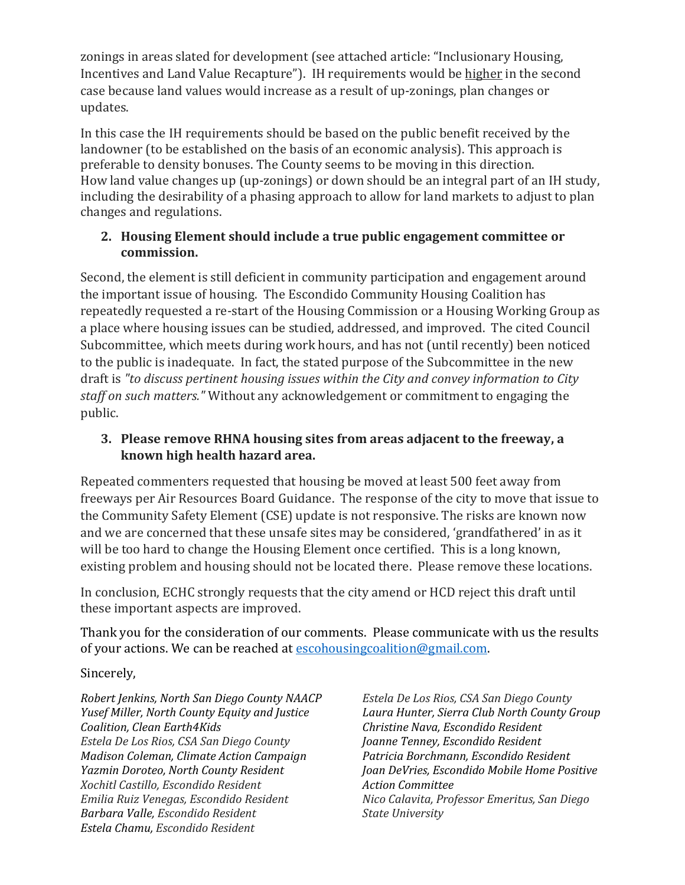zonings in areas slated for development (see attached article: "Inclusionary Housing, Incentives and Land Value Recapture"). IH requirements would be <u>higher</u> in the second case because land values would increase as a result of up-zonings, plan changes or updates.

In this case the IH requirements should be based on the public benefit received by the landowner (to be established on the basis of an economic analysis). This approach is preferable to density bonuses. The County seems to be moving in this direction. How land value changes up (up-zonings) or down should be an integral part of an IH study, including the desirability of a phasing approach to allow for land markets to adjust to plan changes and regulations.

2. **Housing Element should include a true public engagement committee or commission.**

Second, the element is still deficient in community participation and engagement around the important issue of housing. The Escondido Community Housing Coalition has repeatedly requested a re-start of the Housing Commission or a Housing Working Group as a place where housing issues can be studied, addressed, and improved. The cited Council Subcommittee, which meets during work hours, and has not (until recently) been noticed to the public is inadequate. In fact, the stated purpose of the Subcommittee in the new draft is *"to discuss pertinent housing issues within the City and convey information to City staff on such matters."* Without any acknowledgement or commitment to engaging the public.

3. **Please remove RHNA housing sites from areas adjacent to the freeway, a known high health hazard area.**

Repeated commenters requested that housing be moved at least 500 feet away from freeways per Air Resources Board Guidance. The response of the city to move that issue to the Community Safety Element (CSE) update is not responsive. The risks are known now and we are concerned that these unsafe sites may be considered, 'grandfathered' in as it will be too hard to change the Housing Element once certified. This is a long known, existing problem and housing should not be located there. Please remove these locations.

In conclusion, ECHC strongly requests that the city amend or HCD reject this draft until these important aspects are improved.

Thank you for the consideration of our comments. Please communicate with us the results of your actions. We can be reached at escohousingcoalition@gmail.com.

Sincerely,

*Robert Jenkins, North San Diego County NAACP*
*Yusef Miller, North County Equity and Justice Coalition, Clean Earth4Kids*
*Estela De Los Rios, CSA San Diego County*
*Madison Coleman, Climate Action Campaign*
*Yazmin Doroteo, North County Resident*
*Xochitl Castillo, Escondido Resident*
*Emilia Ruiz Venegas, Escondido Resident*
*Barbara Valle, Escondido Resident*
*Estela Chamu, Escondido Resident*
*Estela De Los Rios, CSA San Diego County*
*Laura Hunter, Sierra Club North County Group*
*Christine Nava, Escondido Resident*
*Joanne Tenney, Escondido Resident*
*Patricia Borchmann, Escondido Resident*
*Joan DeVries, Escondido Mobile Home Positive Action Committee*
*Nico Calavita, Professor Emeritus, San Diego State University*